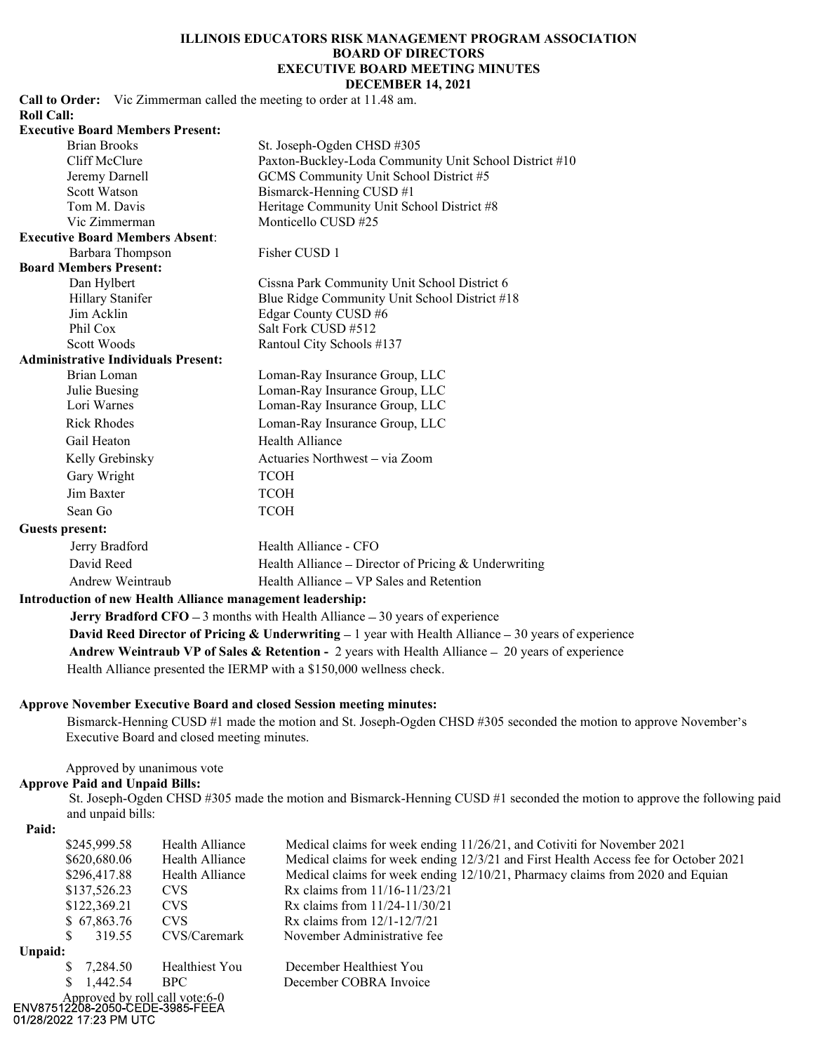# ILLINOIS EDUCATORS RISK MANAGEMENT PROGRAM ASSOCIATION
## BOARD OF DIRECTORS
## EXECUTIVE BOARD MEETING MINUTES
## DECEMBER 14, 2021

**Call to Order:** Vic Zimmerman called the meeting to order at 11.48 am.

**Roll Call:**

**Executive Board Members Present:**

| | |
|---|---|
| Brian Brooks | St. Joseph-Ogden CHSD #305 |
| Cliff McClure | Paxton-Buckley-Loda Community Unit School District #10 |
| Jeremy Darnell | GCMS Community Unit School District #5 |
| Scott Watson | Bismarck-Henning CUSD #1 |
| Tom M. Davis | Heritage Community Unit School District #8 |
| Vic Zimmerman | Monticello CUSD #25 |

**Executive Board Members Absent:**

| | |
|---|---|
| Barbara Thompson | Fisher CUSD 1 |

**Board Members Present:**

| | |
|---|---|
| Dan Hylbert | Cissna Park Community Unit School District 6 |
| Hillary Stanifer | Blue Ridge Community Unit School District #18 |
| Jim Acklin | Edgar County CUSD #6 |
| Phil Cox | Salt Fork CUSD #512 |
| Scott Woods | Rantoul City Schools #137 |

**Administrative Individuals Present:**

| | |
|---|---|
| Brian Loman | Loman-Ray Insurance Group, LLC |
| Julie Buesing | Loman-Ray Insurance Group, LLC |
| Lori Warnes | Loman-Ray Insurance Group, LLC |
| Rick Rhodes | Loman-Ray Insurance Group, LLC |
| Gail Heaton | Health Alliance |
| Kelly Grebinsky | Actuaries Northwest – via Zoom |
| Gary Wright | TCOH |
| Jim Baxter | TCOH |
| Sean Go | TCOH |

**Guests present:**

| | |
|---|---|
| Jerry Bradford | Health Alliance - CFO |
| David Reed | Health Alliance – Director of Pricing & Underwriting |
| Andrew Weintraub | Health Alliance – VP Sales and Retention |

**Introduction of new Health Alliance management leadership:**

**Jerry Bradford CFO** – 3 months with Health Alliance – 30 years of experience

**David Reed Director of Pricing & Underwriting** – 1 year with Health Alliance – 30 years of experience

**Andrew Weintraub VP of Sales & Retention -** 2 years with Health Alliance – 20 years of experience

Health Alliance presented the IERMP with a $150,000 wellness check.

**Approve November Executive Board and closed Session meeting minutes:**

Bismarck-Henning CUSD #1 made the motion and St. Joseph-Ogden CHSD #305 seconded the motion to approve November's Executive Board and closed meeting minutes.

Approved by unanimous vote

**Approve Paid and Unpaid Bills:**

St. Joseph-Ogden CHSD #305 made the motion and Bismarck-Henning CUSD #1 seconded the motion to approve the following paid and unpaid bills:

**Paid:**

| | | |
|---|---|---|
| $245,999.58 | Health Alliance | Medical claims for week ending 11/26/21, and Cotiviti for November 2021 |
| $620,680.06 | Health Alliance | Medical claims for week ending 12/3/21 and First Health Access fee for October 2021 |
| $296,417.88 | Health Alliance | Medical claims for week ending 12/10/21, Pharmacy claims from 2020 and Equian |
| $137,526.23 | CVS | Rx claims from 11/16-11/23/21 |
| $122,369.21 | CVS | Rx claims from 11/24-11/30/21 |
| $ 67,863.76 | CVS | Rx claims from 12/1-12/7/21 |
| $ 319.55 | CVS/Caremark | November Administrative fee |

**Unpaid:**

| | | |
|---|---|---|
| $ 7,284.50 | Healthiest You | December Healthiest You |
| $ 1,442.54 | BPC | December COBRA Invoice |

Approved by roll call vote:6-0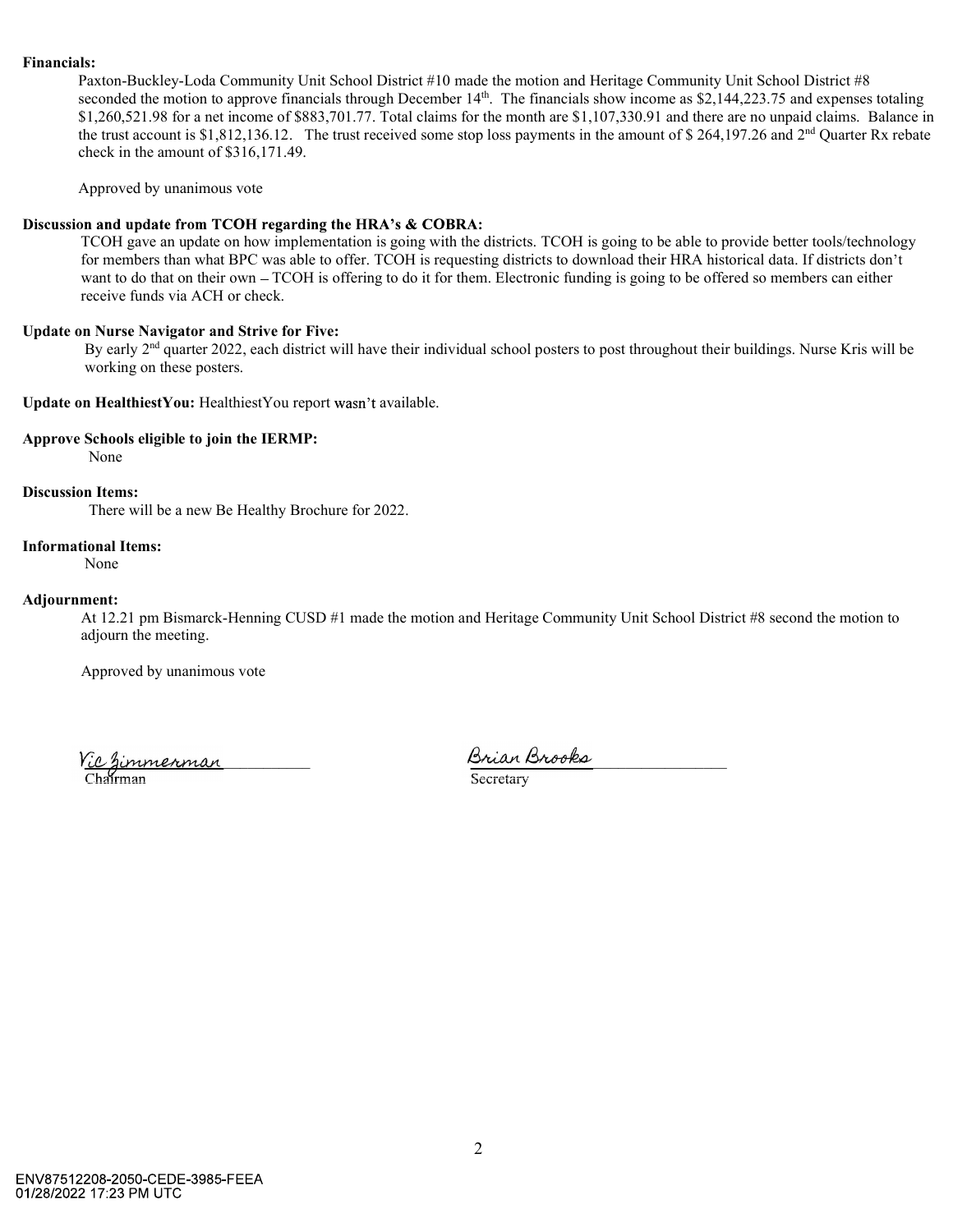**Financials:**

Paxton-Buckley-Loda Community Unit School District #10 made the motion and Heritage Community Unit School District #8 seconded the motion to approve financials through December 14th. The financials show income as $2,144,223.75 and expenses totaling $1,260,521.98 for a net income of $883,701.77. Total claims for the month are $1,107,330.91 and there are no unpaid claims. Balance in the trust account is $1,812,136.12. The trust received some stop loss payments in the amount of $ 264,197.26 and 2nd Quarter Rx rebate check in the amount of $316,171.49.

Approved by unanimous vote

**Discussion and update from TCOH regarding the HRA's & COBRA:**

TCOH gave an update on how implementation is going with the districts. TCOH is going to be able to provide better tools/technology for members than what BPC was able to offer. TCOH is requesting districts to download their HRA historical data. If districts don't want to do that on their own – TCOH is offering to do it for them. Electronic funding is going to be offered so members can either receive funds via ACH or check.

**Update on Nurse Navigator and Strive for Five:**

By early 2nd quarter 2022, each district will have their individual school posters to post throughout their buildings. Nurse Kris will be working on these posters.

**Update on HealthiestYou:** HealthiestYou report wasn't available.

**Approve Schools eligible to join the IERMP:**

None

**Discussion Items:**

There will be a new Be Healthy Brochure for 2022.

**Informational Items:**

None

**Adjournment:**

At 12.21 pm Bismarck-Henning CUSD #1 made the motion and Heritage Community Unit School District #8 second the motion to adjourn the meeting.

Approved by unanimous vote

Vic Zimmerman
Chairman

Brian Brooks
Secretary

ENV87512208-2050-CEDE-3985-FEEA
01/28/2022 17:23 PM UTC